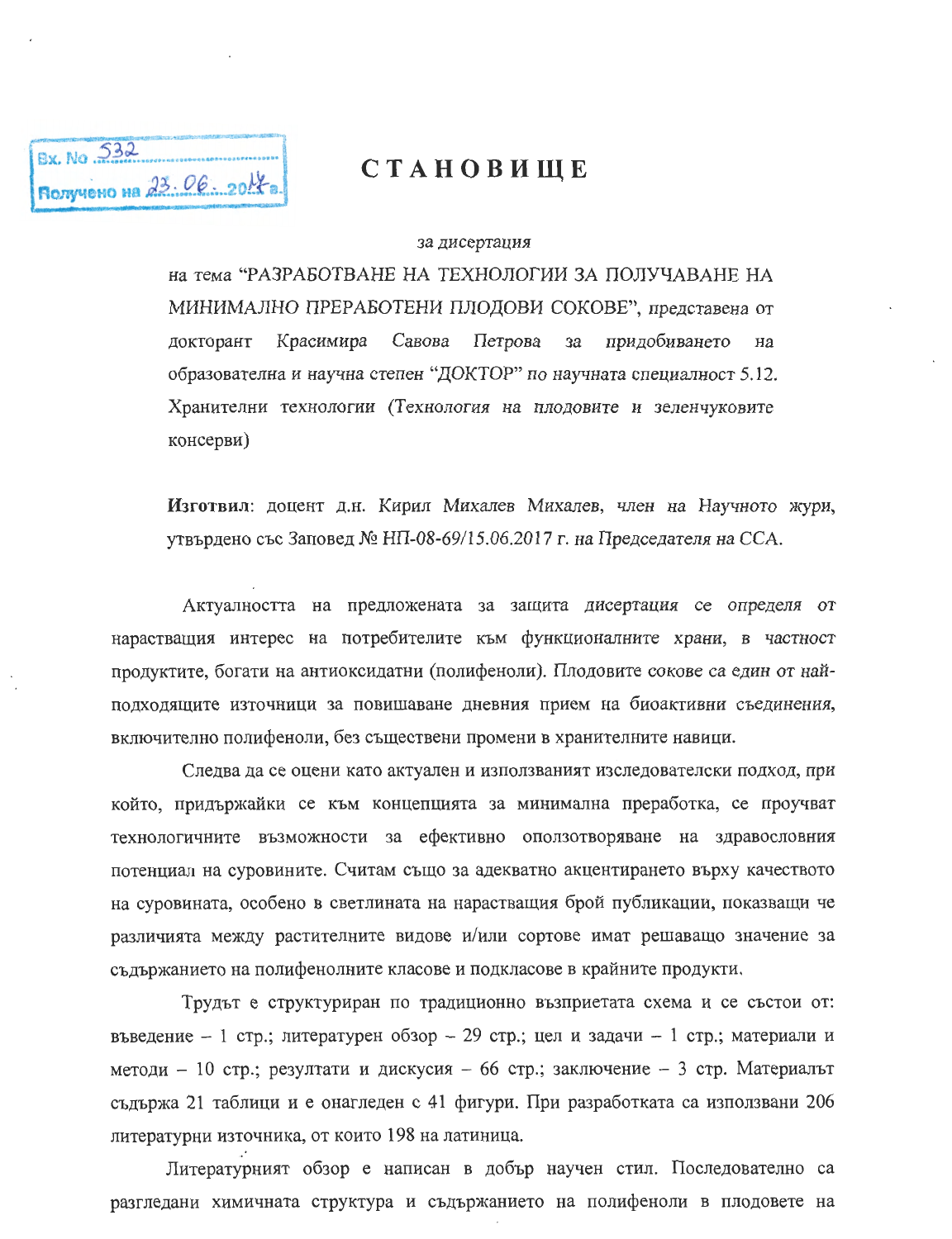Вх. No 532
Получено на 23.06.2017 г.

# СТАНОВИЩЕ

*за дисертация*

на тема "РАЗРАБОТВАНЕ НА ТЕХНОЛОГИИ ЗА ПОЛУЧАВАНЕ НА МИНИМАЛНО ПРЕРАБОТЕНИ ПЛОДОВИ СОКОВЕ", представена от докторант Красимира Савова Петрова за придобиването на образователна и научна степен "ДОКТОР" по научната специалност 5.12. Хранителни технологии (Технология на плодовете и зеленчуковите консерви)

**Изготвил**: доцент д.н. Кирил Михалев Михалев, член на Научното жури, утвърдено със Заповед № НП-08-69/15.06.2017 г. на Председателя на ССА.

Актуалността на предложената за защита дисертация се определя от нарастващия интерес на потребителите към функционалните храни, в частност продуктите, богати на антиоксидатни (полифеноли). Плодовите сокове са един от най-подходящите източници за повишаване дневния прием на биоактивни съединения, включително полифеноли, без съществени промени в хранителните навици.

Следва да се оцени като актуален и използваният изследователски подход, при който, придържайки се към концепцията за минимална преработка, се проучват технологичните възможности за ефективно оползотворяване на здравословния потенциал на суровините. Считам също за адекватно акцентирането върху качеството на суровината, особено в светлината на нарастващия брой публикации, показващи че различията между растителните видове и/или сортове имат решаващо значение за съдържанието на полифенолните класове и подкласове в крайните продукти.

Трудът е структуриран по традиционно възприетата схема и се състои от: въведение – 1 стр.; литературен обзор – 29 стр.; цел и задачи – 1 стр.; материали и методи – 10 стр.; резултати и дискусия – 66 стр.; заключение – 3 стр. Материалът съдържа 21 таблици и е онагледен с 41 фигури. При разработката са използвани 206 литературни източника, от които 198 на латиница.

Литературният обзор е написан в добър научен стил. Последователно са разгледани химичната структура и съдържанието на полифеноли в плодовете на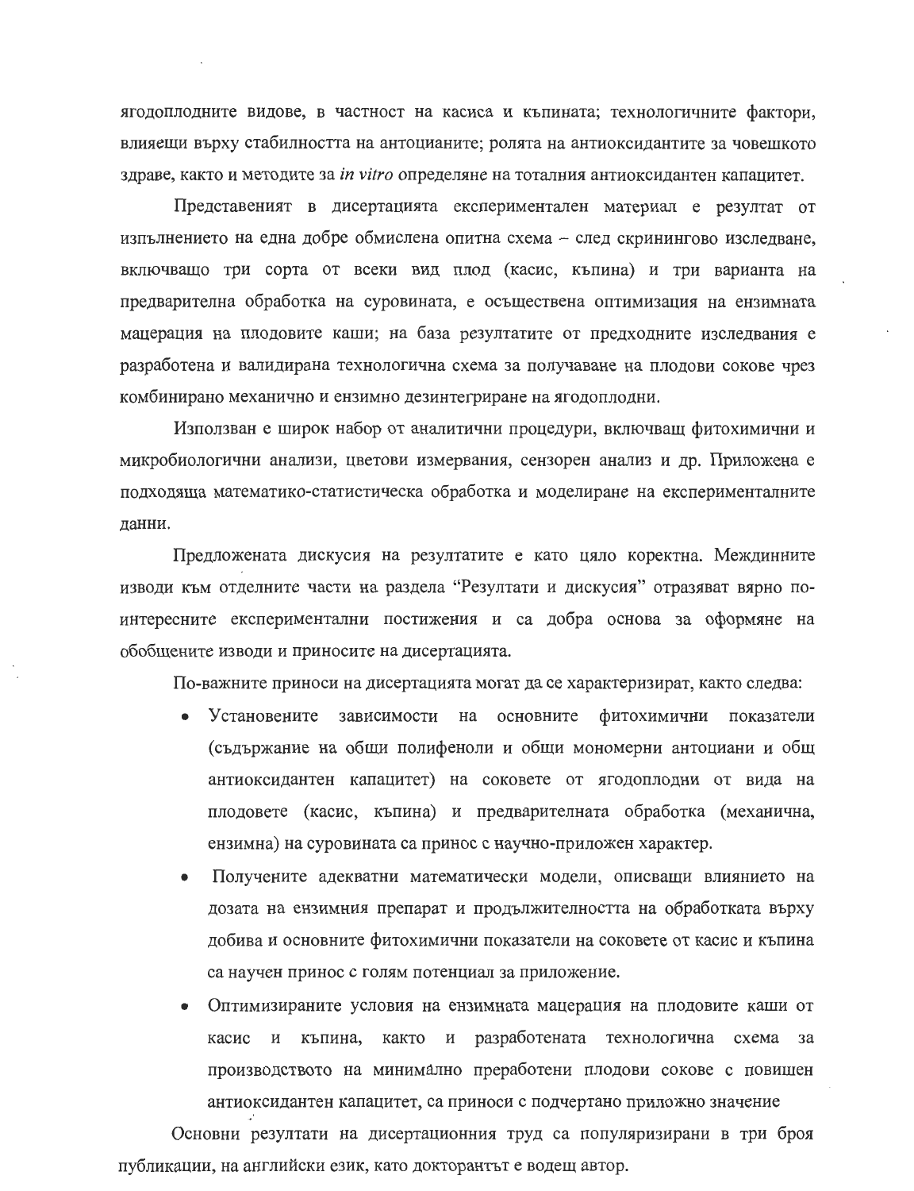ягодоплодните видове, в частност на касиса и къпината; технологичните фактори, влияещи върху стабилността на антоцианите; ролята на антиоксидантите за човешкото здраве, както и методите за *in vitro* определяне на тоталния антиоксидантен капацитет.

Представеният в дисертацията експериментален материал е резултат от изпълнението на една добре обмислена опитна схема – след скринингово изследване, включващо три сорта от всеки вид плод (касис, къпина) и три варианта на предварителна обработка на суровината, е осъществена оптимизация на ензимната мацерация на плодовите каши; на база резултатите от предходните изследвания е разработена и валидирана технологична схема за получаване на плодови сокове чрез комбинирано механично и ензимно дезинтегриране на ягодоплодни.

Използван е широк набор от аналитични процедури, включващ фитохимични и микробиологични анализи, цветови измервания, сензорен анализ и др. Приложена е подходяща математико-статистическа обработка и моделиране на експерименталните данни.

Предложената дискусия на резултатите е като цяло коректна. Междинните изводи към отделните части на раздела "Резултати и дискусия" отразяват вярно по-интересните експериментални постижения и са добра основа за оформяне на обобщените изводи и приносите на дисертацията.

По-важните приноси на дисертацията могат да се характеризират, както следва:

- Установените зависимости на основните фитохимични показатели (съдържание на общи полифеноли и общи мономерни антоциани и общ антиоксидантен капацитет) на соковете от ягодоплодни от вида на плодовете (касис, къпина) и предварителната обработка (механична, ензимна) на суровината са принос с научно-приложен характер.
- Получените адекватни математически модели, описващи влиянието на дозата на ензимния препарат и продължителността на обработката върху добива и основните фитохимични показатели на соковете от касис и къпина са научен принос с голям потенциал за приложение.
- Оптимизираните условия на ензимната мацерация на плодовите каши от касис и къпина, както и разработената технологична схема за производството на минимално преработени плодови сокове с повишен антиоксидантен капацитет, са приноси с подчертано приложно значение

Основни резултати на дисертационния труд са популяризирани в три броя публикации, на английски език, като докторантът е водещ автор.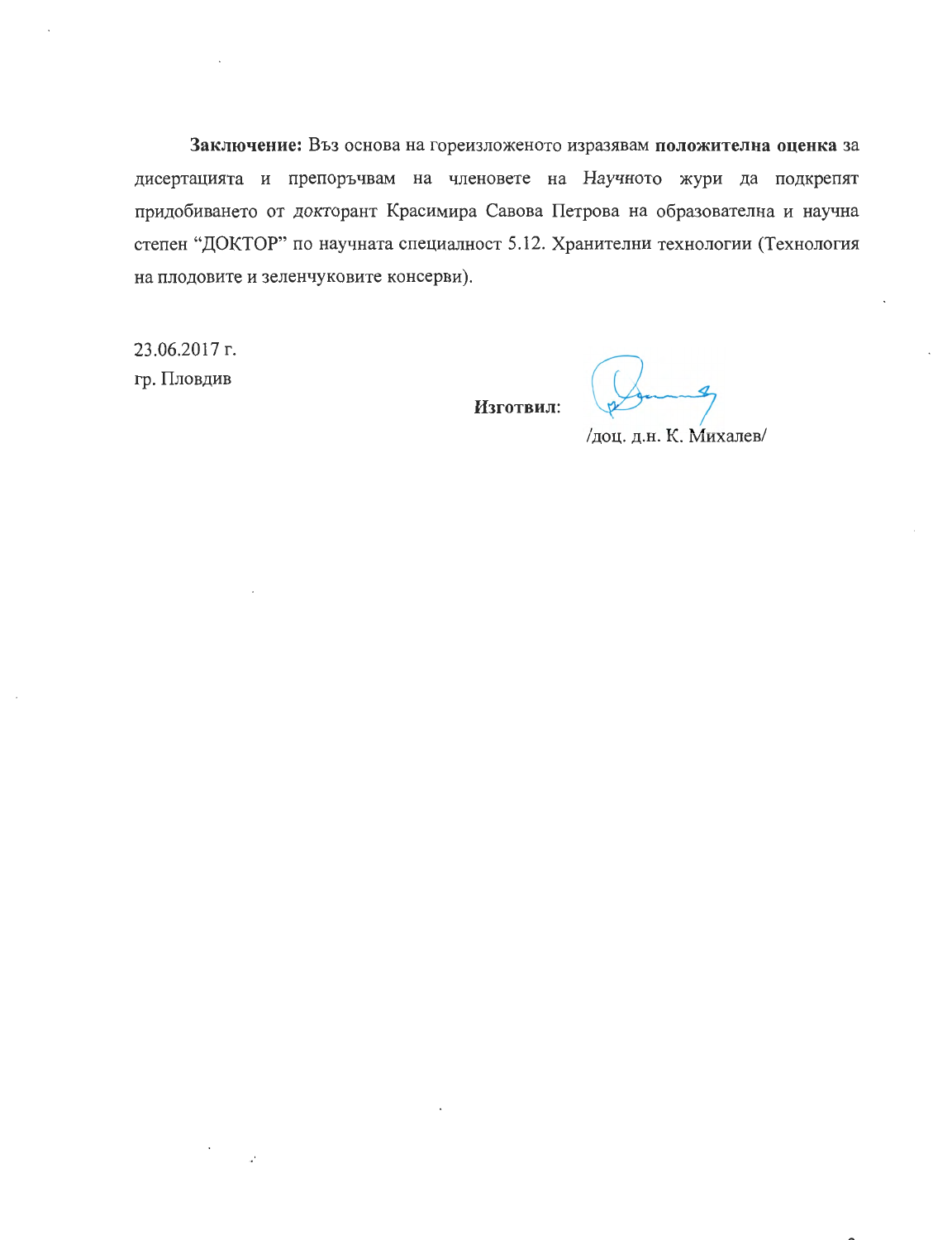**Заключение:** Въз основа на гореизложеното изразявам **положителна оценка** за дисертацията и препоръчвам на членовете на Научното жури да подкрепят придобиването от докторант Красимира Савова Петрова на образователна и научна степен "ДОКТОР" по научната специалност 5.12. Хранителни технологии (Технология на плодовете и зеленчуковите консерви).

23.06.2017 г.
гр. Пловдив

**Изготвил:**

/доц. д.н. К. Михалев/